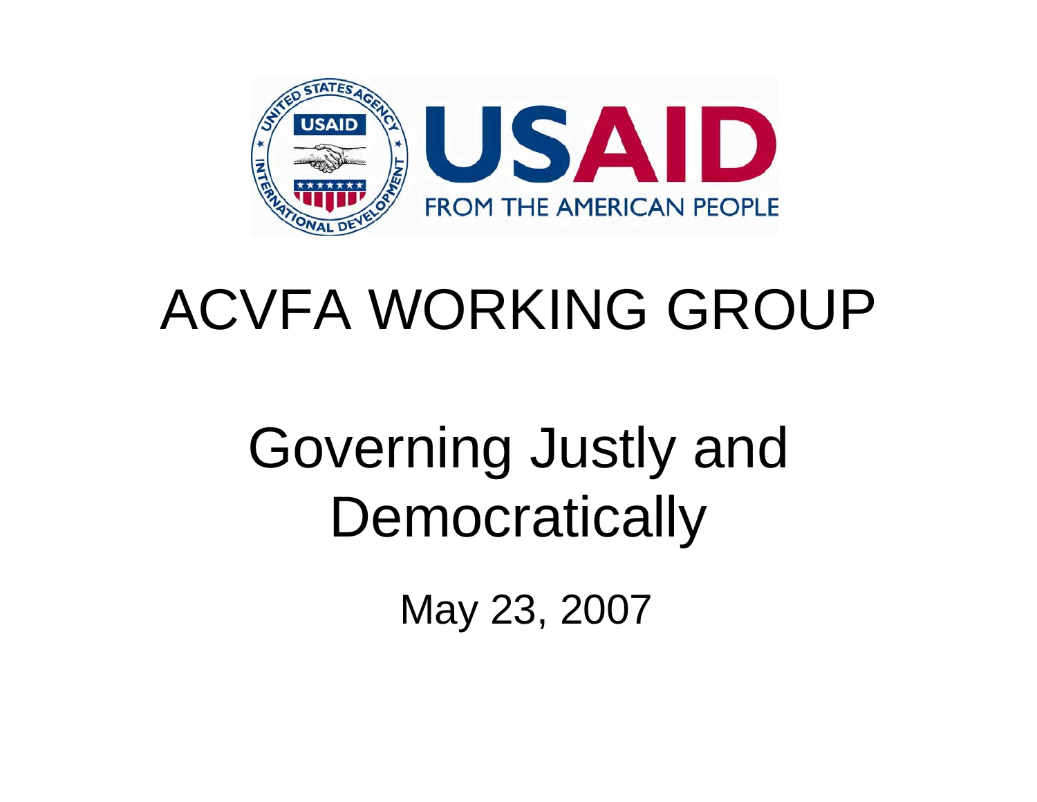USAID

FROM THE AMERICAN PEOPLE

# ACVFA WORKING GROUP

## Governing Justly and Democratically

May 23, 2007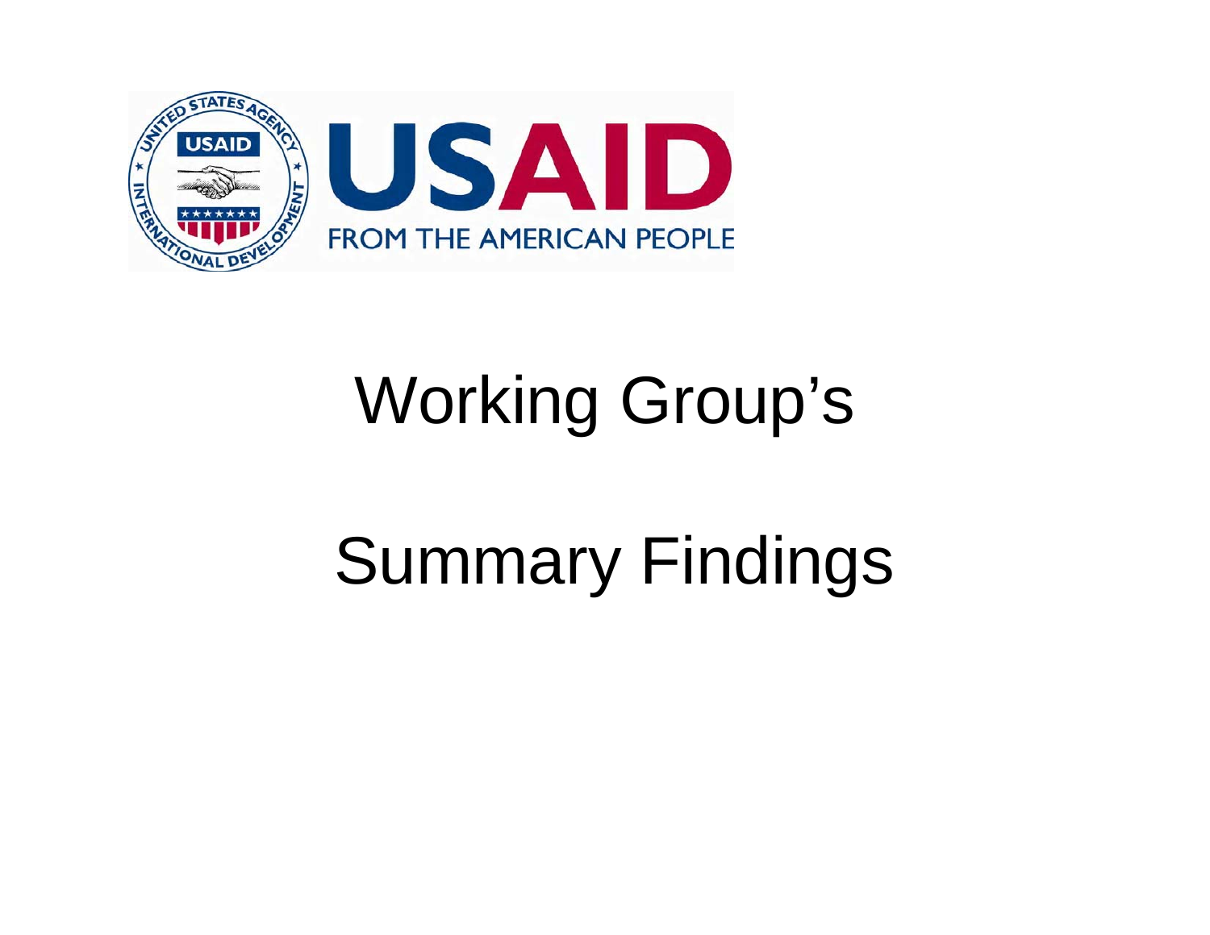# Working Group's

# Summary Findings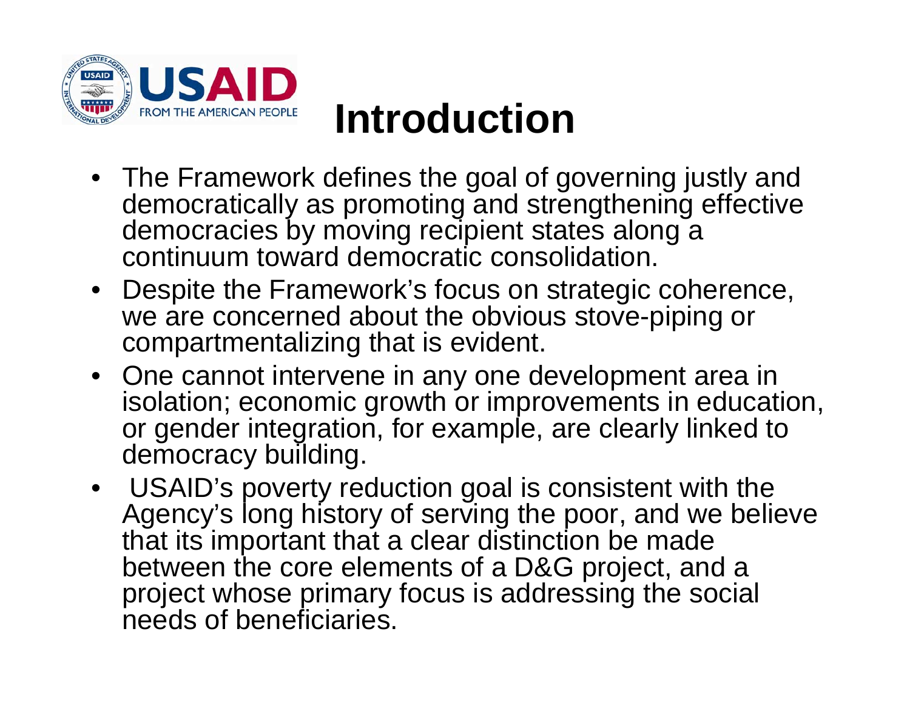# Introduction

- The Framework defines the goal of governing justly and democratically as promoting and strengthening effective democracies by moving recipient states along a continuum toward democratic consolidation.
- Despite the Framework's focus on strategic coherence, we are concerned about the obvious stove-piping or compartmentalizing that is evident.
- One cannot intervene in any one development area in isolation; economic growth or improvements in education, or gender integration, for example, are clearly linked to democracy building.
- USAID's poverty reduction goal is consistent with the Agency's long history of serving the poor, and we believe that its important that a clear distinction be made between the core elements of a D&G project, and a project whose primary focus is addressing the social needs of beneficiaries.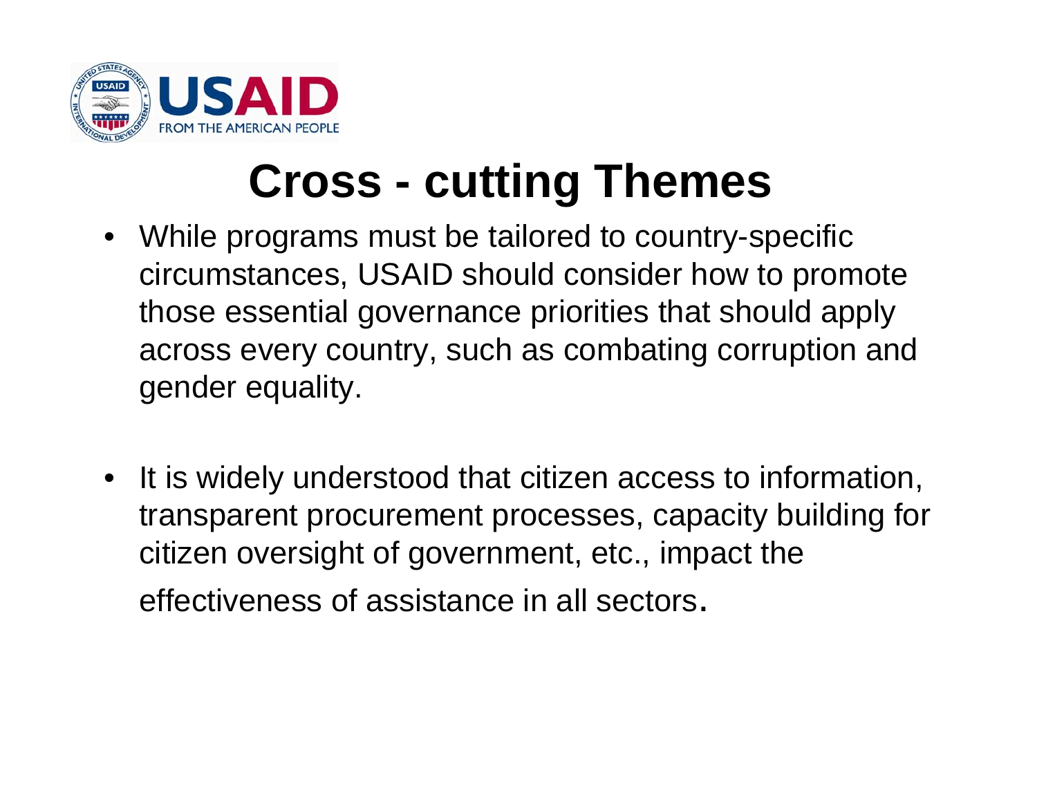# Cross - cutting Themes

- While programs must be tailored to country-specific circumstances, USAID should consider how to promote those essential governance priorities that should apply across every country, such as combating corruption and gender equality.

- It is widely understood that citizen access to information, transparent procurement processes, capacity building for citizen oversight of government, etc., impact the effectiveness of assistance in all sectors.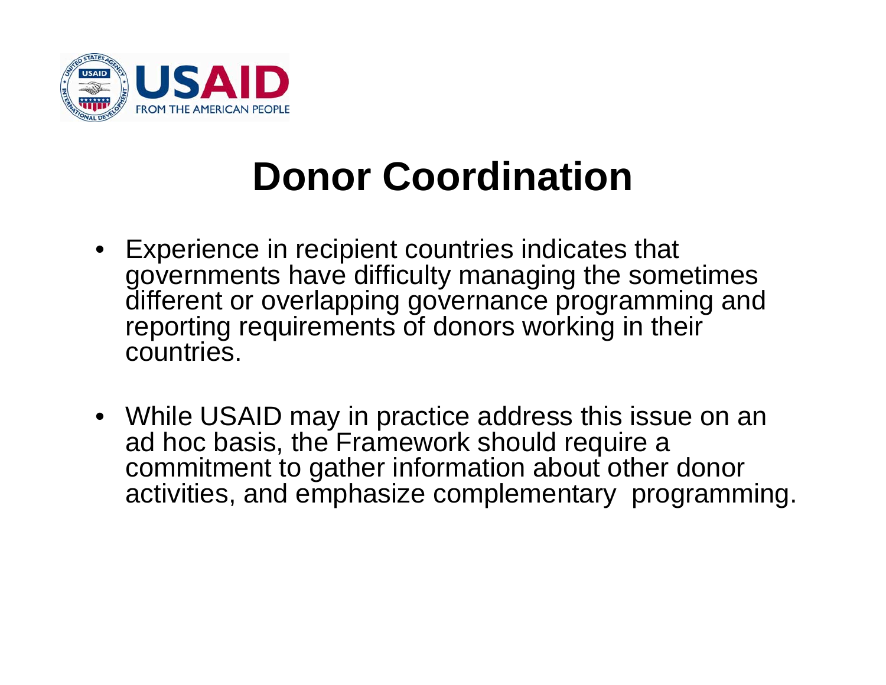# Donor Coordination

- Experience in recipient countries indicates that governments have difficulty managing the sometimes different or overlapping governance programming and reporting requirements of donors working in their countries.

- While USAID may in practice address this issue on an ad hoc basis, the Framework should require a commitment to gather information about other donor activities, and emphasize complementary programming.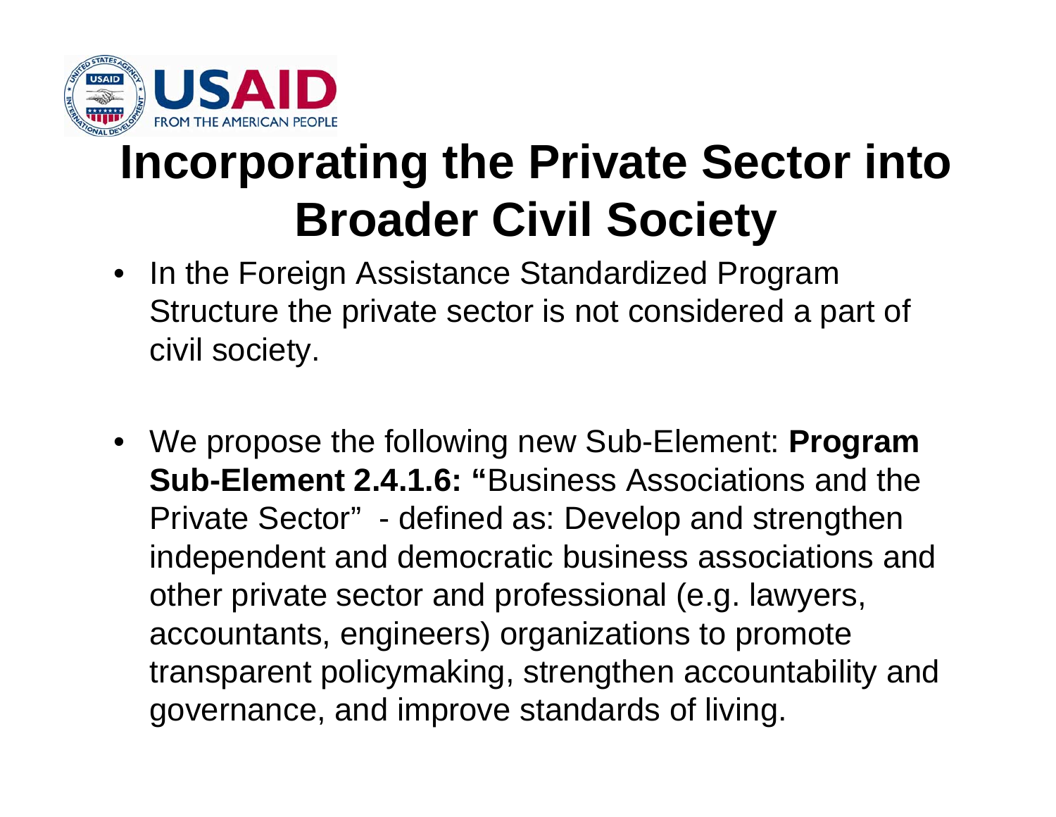# Incorporating the Private Sector into Broader Civil Society

- In the Foreign Assistance Standardized Program Structure the private sector is not considered a part of civil society.

- We propose the following new Sub-Element: **Program Sub-Element 2.4.1.6: "**Business Associations and the Private Sector" - defined as: Develop and strengthen independent and democratic business associations and other private sector and professional (e.g. lawyers, accountants, engineers) organizations to promote transparent policymaking, strengthen accountability and governance, and improve standards of living.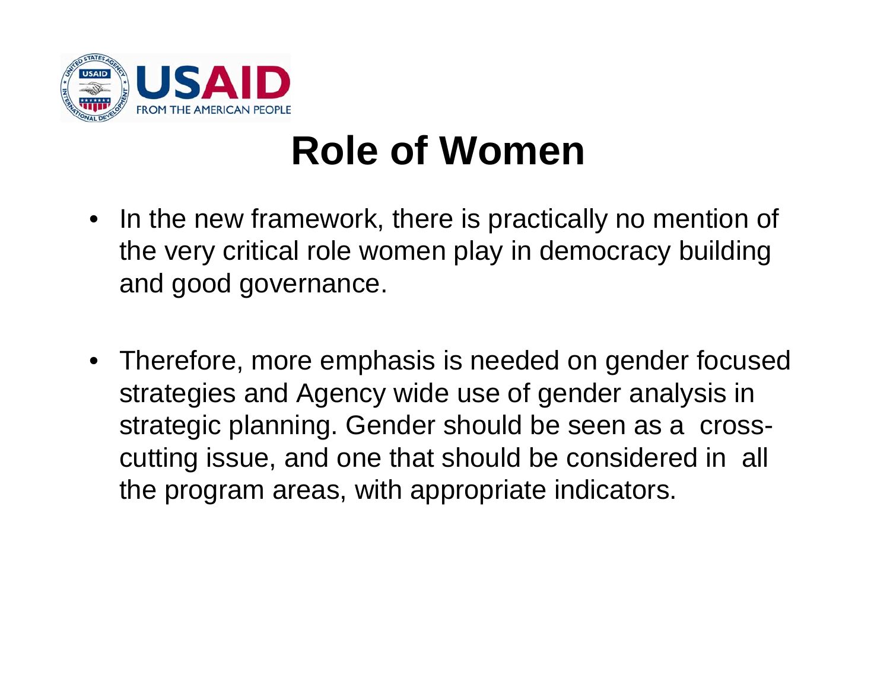# Role of Women

- In the new framework, there is practically no mention of the very critical role women play in democracy building and good governance.

- Therefore, more emphasis is needed on gender focused strategies and Agency wide use of gender analysis in strategic planning. Gender should be seen as a cross-cutting issue, and one that should be considered in all the program areas, with appropriate indicators.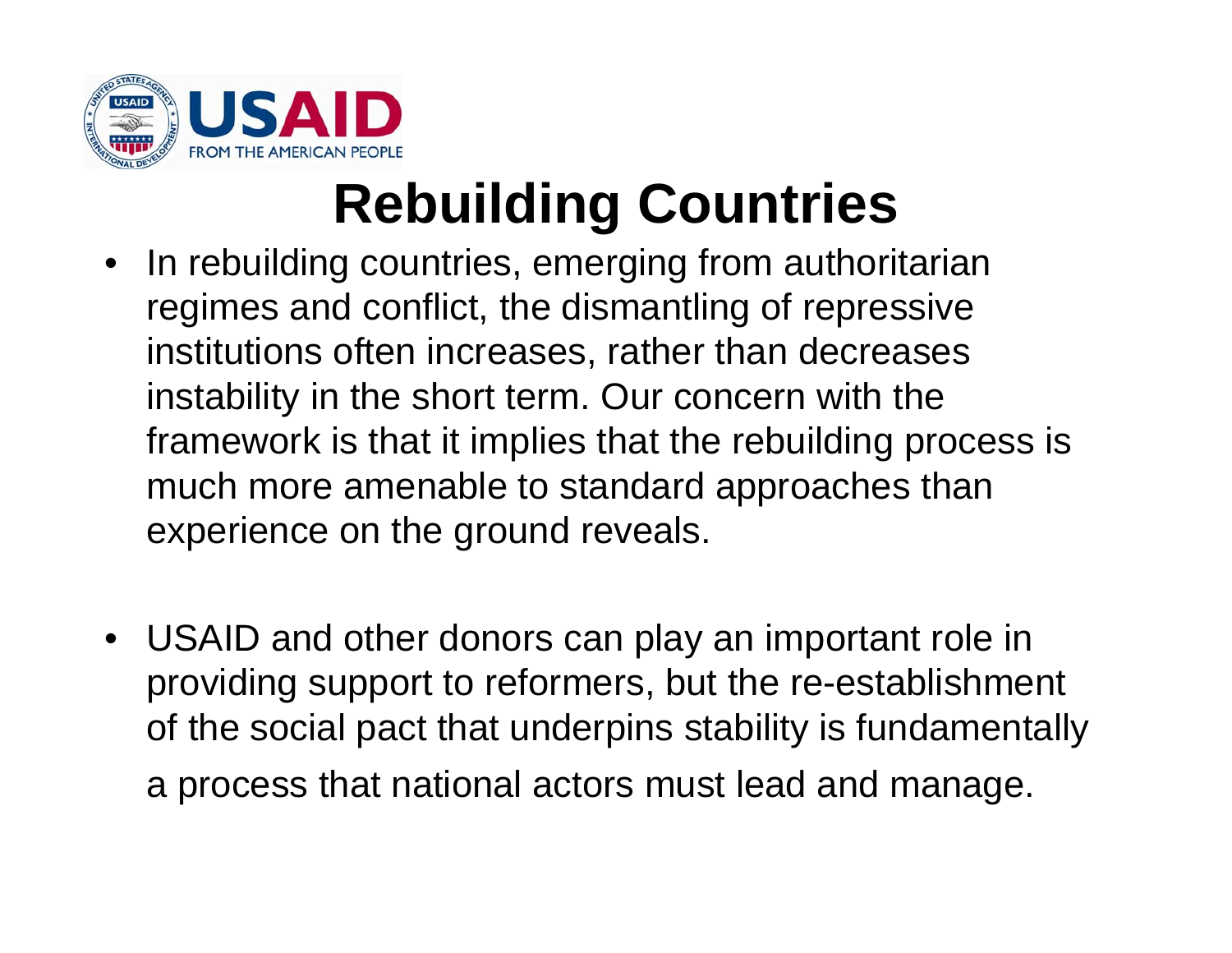# Rebuilding Countries

- In rebuilding countries, emerging from authoritarian regimes and conflict, the dismantling of repressive institutions often increases, rather than decreases instability in the short term. Our concern with the framework is that it implies that the rebuilding process is much more amenable to standard approaches than experience on the ground reveals.

- USAID and other donors can play an important role in providing support to reformers, but the re-establishment of the social pact that underpins stability is fundamentally a process that national actors must lead and manage.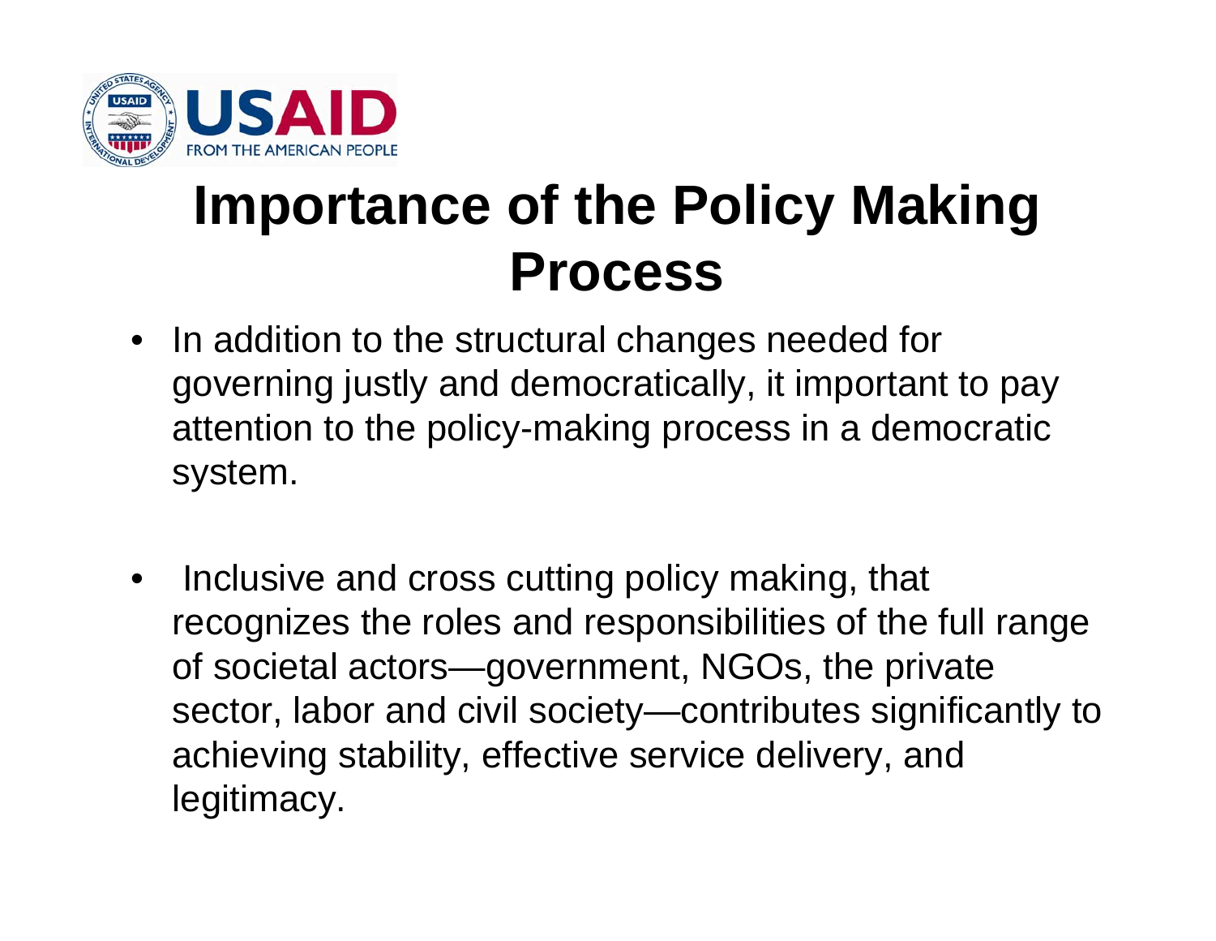# Importance of the Policy Making Process

- In addition to the structural changes needed for governing justly and democratically, it important to pay attention to the policy-making process in a democratic system.

- Inclusive and cross cutting policy making, that recognizes the roles and responsibilities of the full range of societal actors—government, NGOs, the private sector, labor and civil society—contributes significantly to achieving stability, effective service delivery, and legitimacy.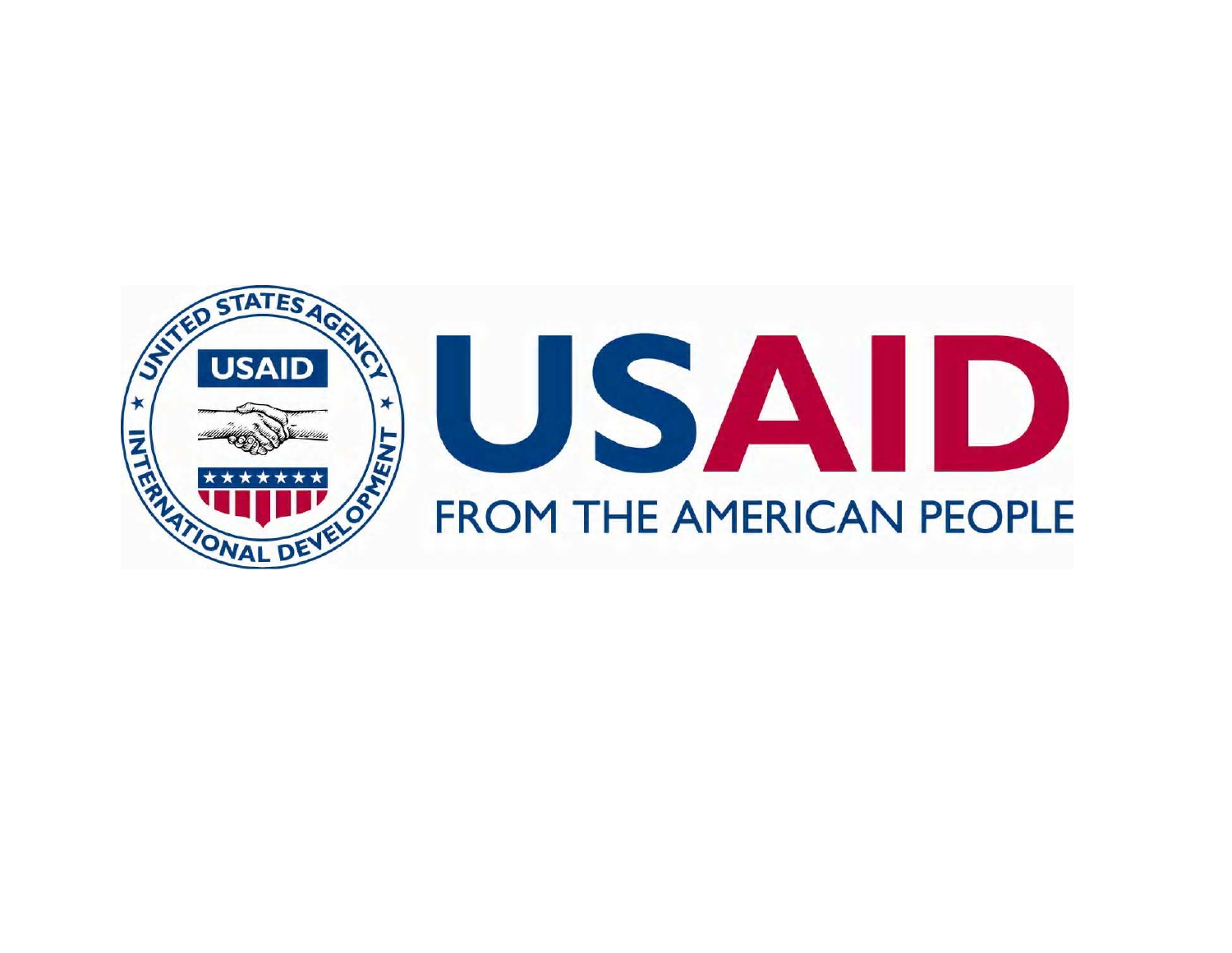USAID

FROM THE AMERICAN PEOPLE